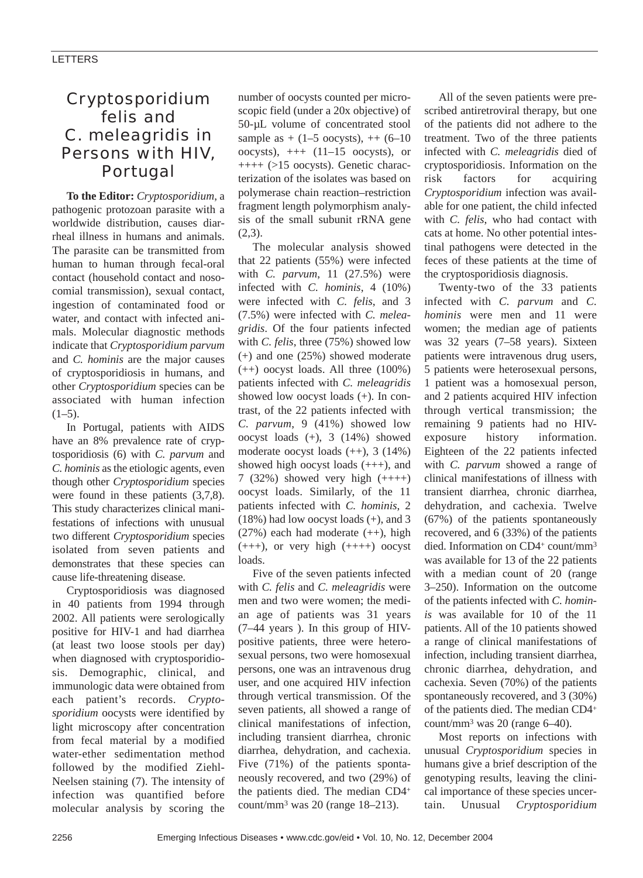LETTERS

# *Cryptosporidium felis* and *C. meleagridis* in Persons with HIV, Portugal

**To the Editor:** *Cryptosporidium*, a pathogenic protozoan parasite with a worldwide distribution, causes diarrheal illness in humans and animals. The parasite can be transmitted from human to human through fecal-oral contact (household contact and nosocomial transmission), sexual contact, ingestion of contaminated food or water, and contact with infected animals. Molecular diagnostic methods indicate that *Cryptosporidium parvum* and *C. hominis* are the major causes of cryptosporidiosis in humans, and other *Cryptosporidium* species can be associated with human infection (1–5).

In Portugal, patients with AIDS have an 8% prevalence rate of cryptosporidiosis (6) with *C. parvum* and *C. hominis* as the etiologic agents, even though other *Cryptosporidium* species were found in these patients (3,7,8). This study characterizes clinical manifestations of infections with unusual two different *Cryptosporidium* species isolated from seven patients and demonstrates that these species can cause life-threatening disease.

Cryptosporidiosis was diagnosed in 40 patients from 1994 through 2002. All patients were serologically positive for HIV-1 and had diarrhea (at least two loose stools per day) when diagnosed with cryptosporidiosis. Demographic, clinical, and immunologic data were obtained from each patient's records. *Cryptosporidium* oocysts were identified by light microscopy after concentration from fecal material by a modified water-ether sedimentation method followed by the modified Ziehl-Neelsen staining (7). The intensity of infection was quantified before molecular analysis by scoring the number of oocysts counted per microscopic field (under a 20x objective) of 50-µL volume of concentrated stool sample as + (1–5 oocysts), ++ (6–10 oocysts), +++ (11–15 oocysts), or ++++ (>15 oocysts). Genetic characterization of the isolates was based on polymerase chain reaction–restriction fragment length polymorphism analysis of the small subunit rRNA gene (2,3).

The molecular analysis showed that 22 patients (55%) were infected with *C. parvum*, 11 (27.5%) were infected with *C. hominis*, 4 (10%) were infected with *C. felis*, and 3 (7.5%) were infected with *C. meleagridis*. Of the four patients infected with *C. felis*, three (75%) showed low (+) and one (25%) showed moderate (++) oocyst loads. All three (100%) patients infected with *C. meleagridis* showed low oocyst loads (+). In contrast, of the 22 patients infected with *C. parvum*, 9 (41%) showed low oocyst loads (+), 3 (14%) showed moderate oocyst loads (++), 3 (14%) showed high oocyst loads (+++), and 7 (32%) showed very high (++++) oocyst loads. Similarly, of the 11 patients infected with *C. hominis*, 2 (18%) had low oocyst loads (+), and 3 (27%) each had moderate (++), high (+++), or very high (++++) oocyst loads.

Five of the seven patients infected with *C. felis* and *C. meleagridis* were men and two were women; the median age of patients was 31 years (7–44 years ). In this group of HIV-positive patients, three were heterosexual persons, two were homosexual persons, one was an intravenous drug user, and one acquired HIV infection through vertical transmission. Of the seven patients, all showed a range of clinical manifestations of infection, including transient diarrhea, chronic diarrhea, dehydration, and cachexia. Five (71%) of the patients spontaneously recovered, and two (29%) of the patients died. The median $CD4^+$ count/$mm^3$ was 20 (range 18–213).

All of the seven patients were prescribed antiretroviral therapy, but one of the patients did not adhere to the treatment. Two of the three patients infected with *C. meleagridis* died of cryptosporidiosis. Information on the risk factors for acquiring *Cryptosporidium* infection was available for one patient, the child infected with *C. felis*, who had contact with cats at home. No other potential intestinal pathogens were detected in the feces of these patients at the time of the cryptosporidiosis diagnosis.

Twenty-two of the 33 patients infected with *C. parvum* and *C. hominis* were men and 11 were women; the median age of patients was 32 years (7–58 years). Sixteen patients were intravenous drug users, 5 patients were heterosexual persons, 1 patient was a homosexual person, and 2 patients acquired HIV infection through vertical transmission; the remaining 9 patients had no HIV-exposure history information. Eighteen of the 22 patients infected with *C. parvum* showed a range of clinical manifestations of illness with transient diarrhea, chronic diarrhea, dehydration, and cachexia. Twelve (67%) of the patients spontaneously recovered, and 6 (33%) of the patients died. Information on $CD4^+$ count/$mm^3$ was available for 13 of the 22 patients with a median count of 20 (range 3–250). Information on the outcome of the patients infected with *C. hominis* was available for 10 of the 11 patients. All of the 10 patients showed a range of clinical manifestations of infection, including transient diarrhea, chronic diarrhea, dehydration, and cachexia. Seven (70%) of the patients spontaneously recovered, and 3 (30%) of the patients died. The median $CD4^+$ count/$mm^3$ was 20 (range 6–40).

Most reports on infections with unusual *Cryptosporidium* species in humans give a brief description of the genotyping results, leaving the clinical importance of these species uncertain. Unusual *Cryptosporidium*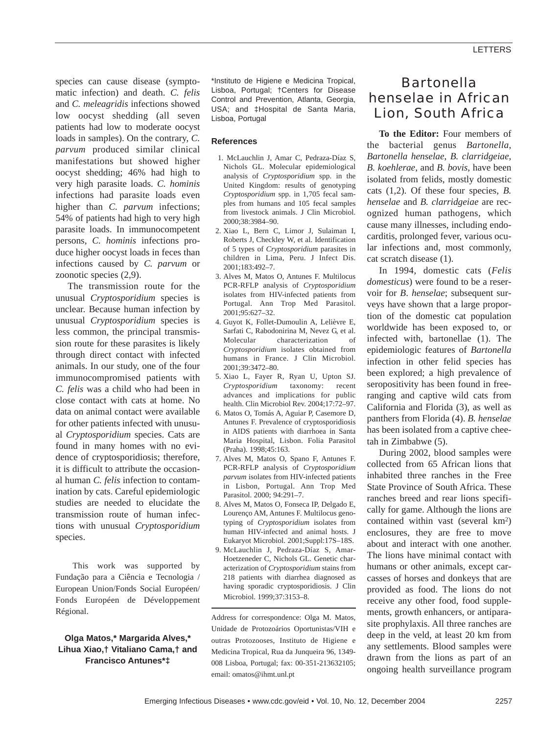species can cause disease (symptomatic infection) and death. *C. felis* and *C. meleagridis* infections showed low oocyst shedding (all seven patients had low to moderate oocyst loads in samples). On the contrary, *C. parvum* produced similar clinical manifestations but showed higher oocyst shedding; 46% had high to very high parasite loads. *C. hominis* infections had parasite loads even higher than *C. parvum* infections; 54% of patients had high to very high parasite loads. In immunocompetent persons, *C. hominis* infections produce higher oocyst loads in feces than infections caused by *C. parvum* or zoonotic species (2,9).

The transmission route for the unusual *Cryptosporidium* species is unclear. Because human infection by unusual *Cryptosporidium* species is less common, the principal transmission route for these parasites is likely through direct contact with infected animals. In our study, one of the four immunocompromised patients with *C. felis* was a child who had been in close contact with cats at home. No data on animal contact were available for other patients infected with unusual *Cryptosporidium* species. Cats are found in many homes with no evidence of cryptosporidiosis; therefore, it is difficult to attribute the occasional human *C. felis* infection to contamination by cats. Careful epidemiologic studies are needed to elucidate the transmission route of human infections with unusual *Cryptosporidium* species.

This work was supported by Fundação para a Ciência e Tecnologia / European Union/Fonds Social Européen/ Fonds Européen de Développement Régional.

**Olga Matos,\* Margarida Alves,\* Lihua Xiao,† Vitaliano Cama,† and Francisco Antunes\*‡**

\*Instituto de Higiene e Medicina Tropical, Lisboa, Portugal; †Centers for Disease Control and Prevention, Atlanta, Georgia, USA; and ‡Hospital de Santa Maria, Lisboa, Portugal

### References

1. McLauchlin J, Amar C, Pedraza-Díaz S, Nichols GL. Molecular epidemiological analysis of *Cryptosporidium* spp. in the United Kingdom: results of genotyping *Cryptosporidium* spp. in 1,705 fecal samples from humans and 105 fecal samples from livestock animals. J Clin Microbiol. 2000;38:3984–90.
2. Xiao L, Bern C, Limor J, Sulaiman I, Roberts J, Checkley W, et al. Identification of 5 types of *Cryptosporidium* parasites in children in Lima, Peru. J Infect Dis. 2001;183:492–7.
3. Alves M, Matos O, Antunes F. Multilocus PCR-RFLP analysis of *Cryptosporidium* isolates from HIV-infected patients from Portugal. Ann Trop Med Parasitol. 2001;95:627–32.
4. Guyot K, Follet-Dumoulin A, Lelièvre E, Sarfati C, Rabodonirina M, Nevez G, et al. Molecular characterization of *Cryptosporidium* isolates obtained from humans in France. J Clin Microbiol. 2001;39:3472–80.
5. Xiao L, Fayer R, Ryan U, Upton SJ. *Cryptosporidium* taxonomy: recent advances and implications for public health. Clin Microbiol Rev. 2004;17:72–97.
6. Matos O, Tomás A, Aguiar P, Casemore D, Antunes F. Prevalence of cryptosporidiosis in AIDS patients with diarrhoea in Santa Maria Hospital, Lisbon. Folia Parasitol (Praha). 1998;45:163.
7. Alves M, Matos O, Spano F, Antunes F. PCR-RFLP analysis of *Cryptosporidium parvum* isolates from HIV-infected patients in Lisbon, Portugal. Ann Trop Med Parasitol. 2000; 94:291–7.
8. Alves M, Matos O, Fonseca IP, Delgado E, Lourenço AM, Antunes F. Multilocus genotyping of *Cryptosporidium* isolates from human HIV-infected and animal hosts. J Eukaryot Microbiol. 2001;Suppl:17S–18S.
9. McLauchlin J, Pedraza-Díaz S, Amar-Hoetzeneder C, Nichols GL. Genetic characterization of *Cryptosporidium* stains from 218 patients with diarrhea diagnosed as having sporadic cryptosporidiosis. J Clin Microbiol. 1999;37:3153–8.

Address for correspondence: Olga M. Matos, Unidade de Protozoários Oportunistas/VIH e outras Protozooses, Instituto de Higiene e Medicina Tropical, Rua da Junqueira 96, 1349-008 Lisboa, Portugal; fax: 00-351-213632105; email: omatos@ihmt.unl.pt

# Bartonella henselae in African Lion, South Africa

**To the Editor:** Four members of the bacterial genus *Bartonella*, *Bartonella henselae*, *B. clarridgeiae*, *B. koehlerae*, and *B. bovis*, have been isolated from felids, mostly domestic cats (1,2). Of these four species, *B. henselae* and *B. clarridgeiae* are recognized human pathogens, which cause many illnesses, including endocarditis, prolonged fever, various ocular infections and, most commonly, cat scratch disease (1).

In 1994, domestic cats (*Felis domesticus*) were found to be a reservoir for *B. henselae*; subsequent surveys have shown that a large proportion of the domestic cat population worldwide has been exposed to, or infected with, bartonellae (1). The epidemiologic features of *Bartonella* infection in other felid species has been explored; a high prevalence of seropositivity has been found in free-ranging and captive wild cats from California and Florida (3), as well as panthers from Florida (4). *B. henselae* has been isolated from a captive cheetah in Zimbabwe (5).

During 2002, blood samples were collected from 65 African lions that inhabited three ranches in the Free State Province of South Africa. These ranches breed and rear lions specifically for game. Although the lions are contained within vast (several $km^2$) enclosures, they are free to move about and interact with one another. The lions have minimal contact with humans or other animals, except carcasses of horses and donkeys that are provided as food. The lions do not receive any other food, food supplements, growth enhancers, or antiparasite prophylaxis. All three ranches are deep in the veld, at least 20 km from any settlements. Blood samples were drawn from the lions as part of an ongoing health surveillance program